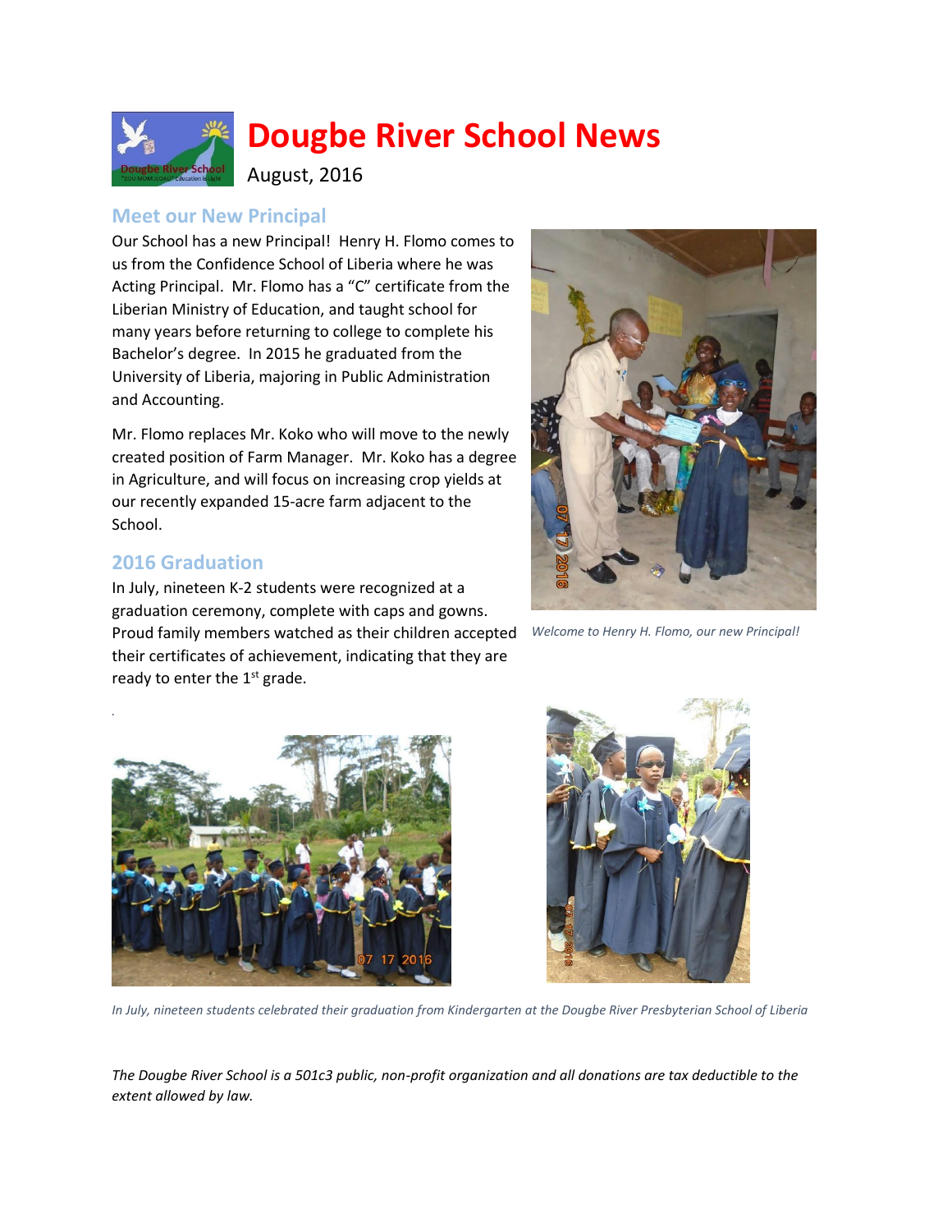# Dougbe River School News

August, 2016

## Meet our New Principal

Our School has a new Principal! Henry H. Flomo comes to us from the Confidence School of Liberia where he was Acting Principal. Mr. Flomo has a "C" certificate from the Liberian Ministry of Education, and taught school for many years before returning to college to complete his Bachelor's degree. In 2015 he graduated from the University of Liberia, majoring in Public Administration and Accounting.

Mr. Flomo replaces Mr. Koko who will move to the newly created position of Farm Manager. Mr. Koko has a degree in Agriculture, and will focus on increasing crop yields at our recently expanded 15-acre farm adjacent to the School.

*Welcome to Henry H. Flomo, our new Principal!*

## 2016 Graduation

In July, nineteen K-2 students were recognized at a graduation ceremony, complete with caps and gowns. Proud family members watched as their children accepted their certificates of achievement, indicating that they are ready to enter the 1st grade.

*In July, nineteen students celebrated their graduation from Kindergarten at the Dougbe River Presbyterian School of Liberia*

*The Dougbe River School is a 501c3 public, non-profit organization and all donations are tax deductible to the extent allowed by law.*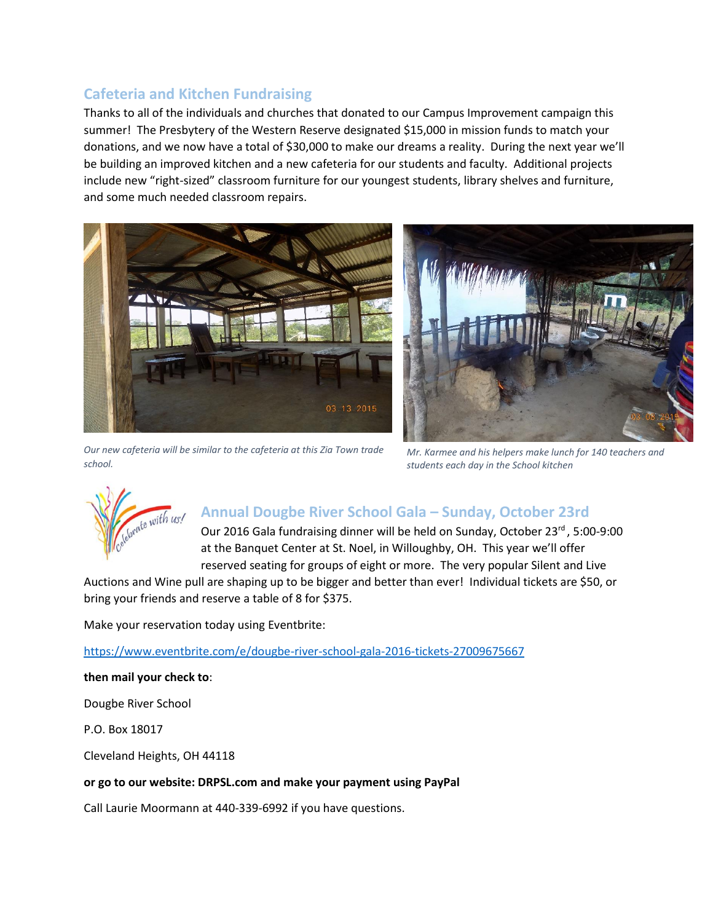## Cafeteria and Kitchen Fundraising

Thanks to all of the individuals and churches that donated to our Campus Improvement campaign this summer! The Presbytery of the Western Reserve designated $15,000 in mission funds to match your donations, and we now have a total of $30,000 to make our dreams a reality. During the next year we'll be building an improved kitchen and a new cafeteria for our students and faculty. Additional projects include new "right-sized" classroom furniture for our youngest students, library shelves and furniture, and some much needed classroom repairs.

*Our new cafeteria will be similar to the cafeteria at this Zia Town trade school.*

*Mr. Karmee and his helpers make lunch for 140 teachers and students each day in the School kitchen*

## Annual Dougbe River School Gala – Sunday, October 23rd

Our 2016 Gala fundraising dinner will be held on Sunday, October 23rd, 5:00-9:00 at the Banquet Center at St. Noel, in Willoughby, OH. This year we'll offer reserved seating for groups of eight or more. The very popular Silent and Live Auctions and Wine pull are shaping up to be bigger and better than ever! Individual tickets are $50, or bring your friends and reserve a table of 8 for $375.

Make your reservation today using Eventbrite:

https://www.eventbrite.com/e/dougbe-river-school-gala-2016-tickets-27009675667

**then mail your check to**:

Dougbe River School

P.O. Box 18017

Cleveland Heights, OH 44118

**or go to our website: DRPSL.com and make your payment using PayPal**

Call Laurie Moormann at 440-339-6992 if you have questions.